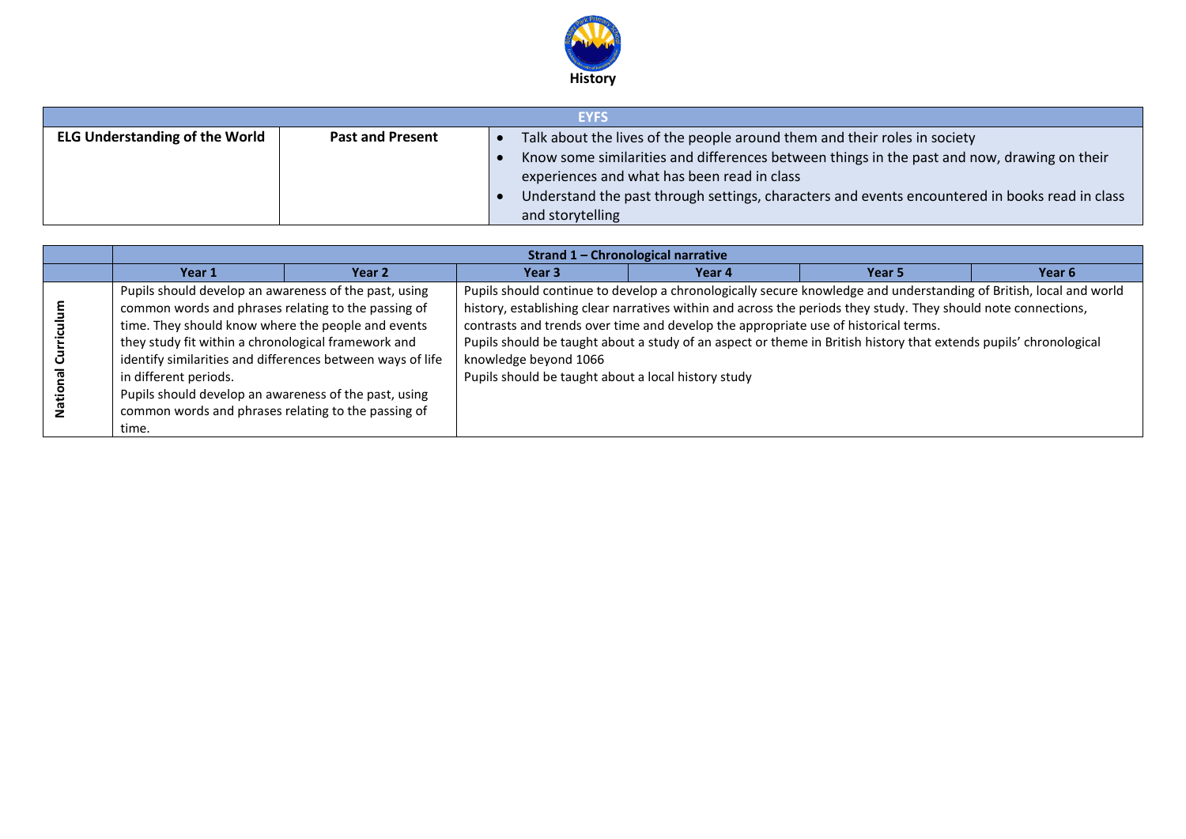# History

| EYFS | | |
|---|---|---|
| **ELG Understanding of the World** | **Past and Present** | • Talk about the lives of the people around them and their roles in society<br>• Know some similarities and differences between things in the past and now, drawing on their experiences and what has been read in class<br>• Understand the past through settings, characters and events encountered in books read in class and storytelling |

| | **Strand 1 – Chronological narrative** | | | | | |
|---|---|---|---|---|---|---|
| | **Year 1** | **Year 2** | **Year 3** | **Year 4** | **Year 5** | **Year 6** |
| **National Curriculum** | Pupils should develop an awareness of the past, using common words and phrases relating to the passing of time. They should know where the people and events they study fit within a chronological framework and identify similarities and differences between ways of life in different periods.<br>Pupils should develop an awareness of the past, using common words and phrases relating to the passing of time. | | Pupils should continue to develop a chronologically secure knowledge and understanding of British, local and world history, establishing clear narratives within and across the periods they study. They should note connections, contrasts and trends over time and develop the appropriate use of historical terms.<br>Pupils should be taught about a study of an aspect or theme in British history that extends pupils' chronological knowledge beyond 1066<br>Pupils should be taught about a local history study | | | |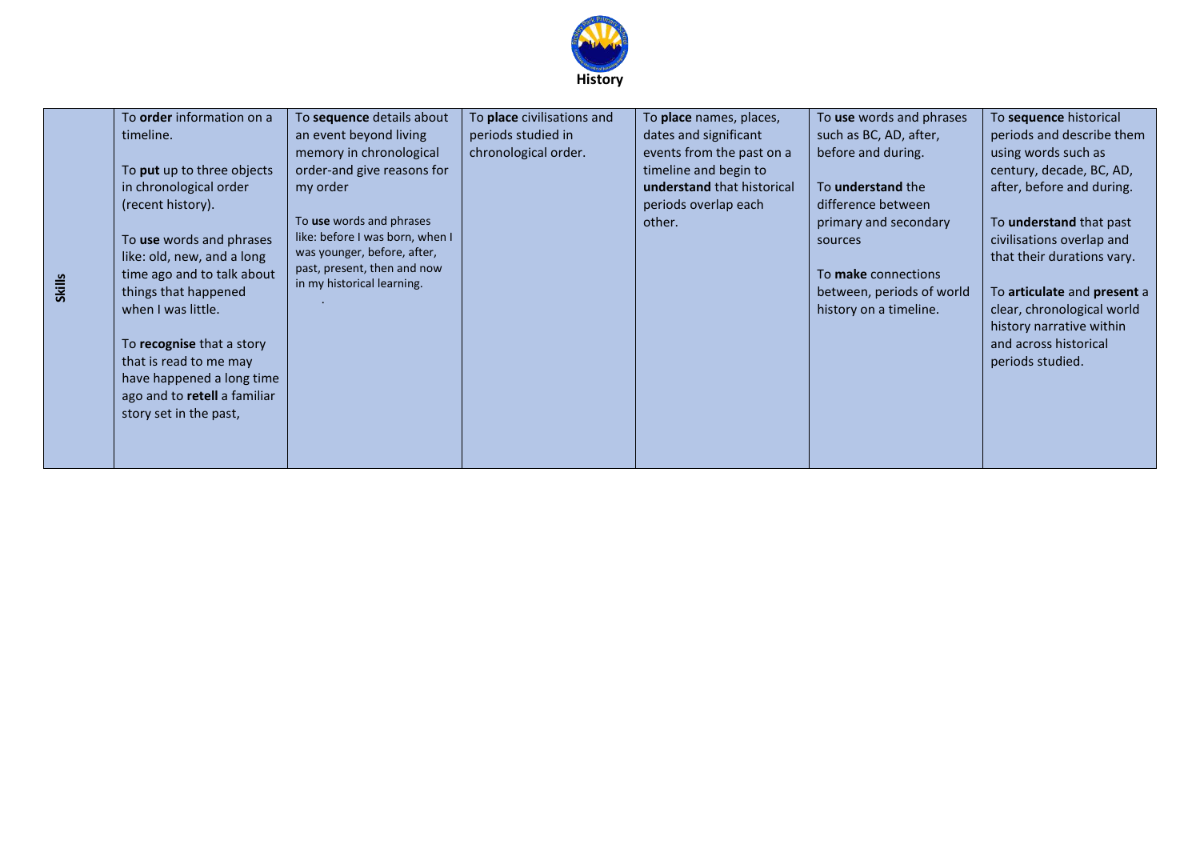# History

| Skills | To **order** information on a timeline.<br><br>To **put** up to three objects in chronological order (recent history).<br><br>To **use** words and phrases like: old, new, and a long time ago and to talk about things that happened when I was little.<br><br>To **recognise** that a story that is read to me may have happened a long time ago and to **retell** a familiar story set in the past, | To **sequence** details about an event beyond living memory in chronological order-and give reasons for my order<br><br>To **use** words and phrases like: before I was born, when I was younger, before, after, past, present, then and now in my historical learning.<br>. | To **place** civilisations and periods studied in chronological order. | To **place** names, places, dates and significant events from the past on a timeline and begin to **understand** that historical periods overlap each other. | To **use** words and phrases such as BC, AD, after, before and during.<br><br>To **understand** the difference between primary and secondary sources<br><br>To **make** connections between, periods of world history on a timeline. | To **sequence** historical periods and describe them using words such as century, decade, BC, AD, after, before and during.<br><br>To **understand** that past civilisations overlap and that their durations vary.<br><br>To **articulate** and **present** a clear, chronological world history narrative within and across historical periods studied. |
|---|---|---|---|---|---|---|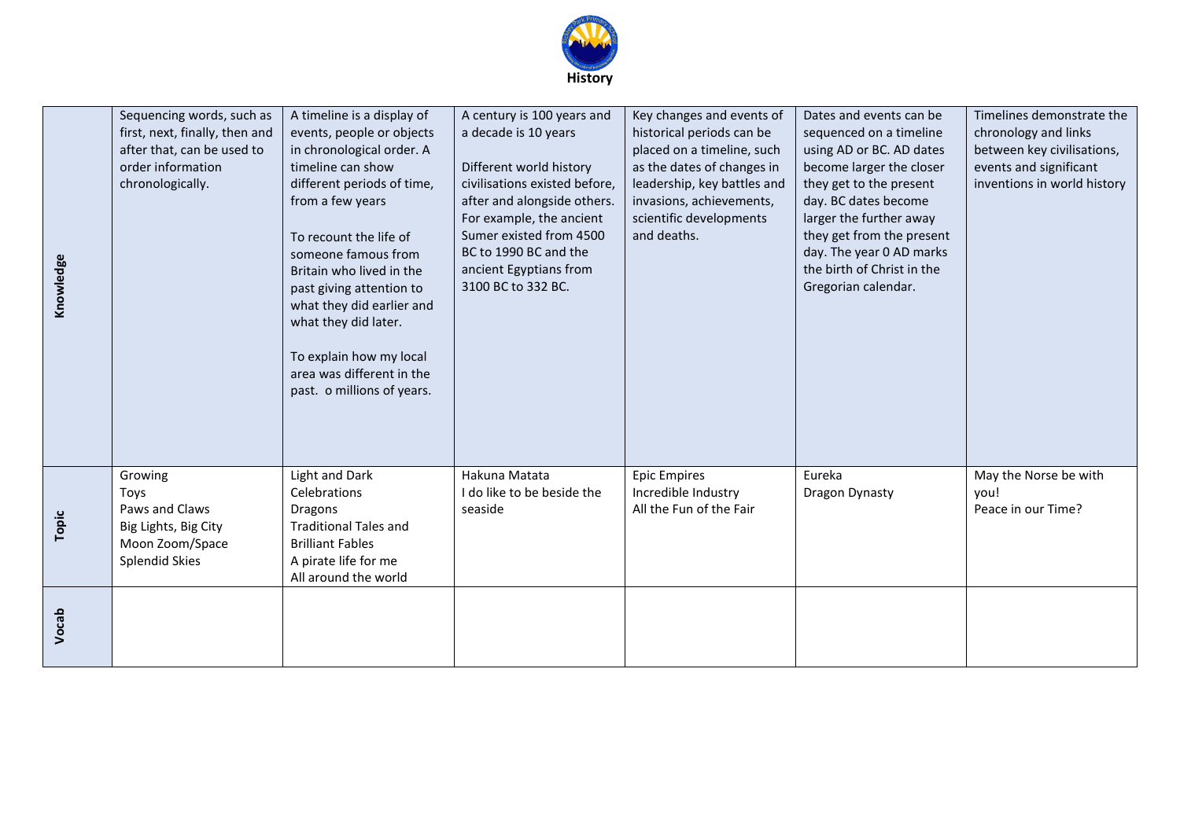# History

| | | | | | | |
|---|---|---|---|---|---|---|
| **Knowledge** | Sequencing words, such as first, next, finally, then and after that, can be used to order information chronologically. | A timeline is a display of events, people or objects in chronological order. A timeline can show different periods of time, from a few years<br><br>To recount the life of someone famous from Britain who lived in the past giving attention to what they did earlier and what they did later.<br><br>To explain how my local area was different in the past. o millions of years. | A century is 100 years and a decade is 10 years<br><br>Different world history civilisations existed before, after and alongside others. For example, the ancient Sumer existed from 4500 BC to 1990 BC and the ancient Egyptians from 3100 BC to 332 BC. | Key changes and events of historical periods can be placed on a timeline, such as the dates of changes in leadership, key battles and invasions, achievements, scientific developments and deaths. | Dates and events can be sequenced on a timeline using AD or BC. AD dates become larger the closer they get to the present day. BC dates become larger the further away they get from the present day. The year 0 AD marks the birth of Christ in the Gregorian calendar. | Timelines demonstrate the chronology and links between key civilisations, events and significant inventions in world history |
| **Topic** | Growing<br>Toys<br>Paws and Claws<br>Big Lights, Big City<br>Moon Zoom/Space<br>Splendid Skies | Light and Dark<br>Celebrations<br>Dragons<br>Traditional Tales and Brilliant Fables<br>A pirate life for me<br>All around the world | Hakuna Matata<br>I do like to be beside the seaside | Epic Empires<br>Incredible Industry<br>All the Fun of the Fair | Eureka<br>Dragon Dynasty | May the Norse be with you!<br>Peace in our Time? |
| **Vocab** | | | | | | |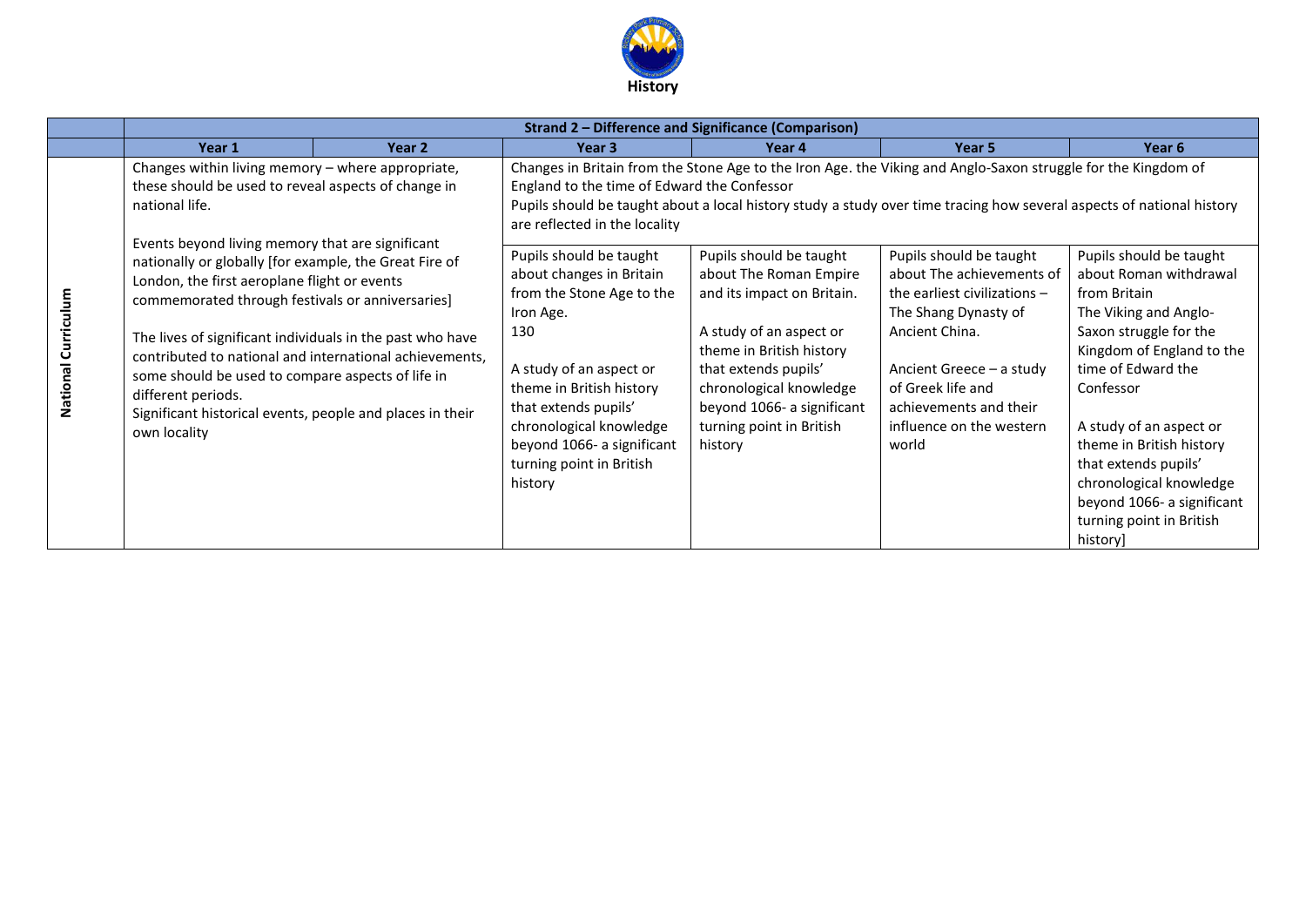**History**

| | Strand 2 – Difference and Significance (Comparison) | | | | | |
|---|---|---|---|---|---|---|
| | **Year 1** | **Year 2** | **Year 3** | **Year 4** | **Year 5** | **Year 6** |
| **National Curriculum** | Changes within living memory – where appropriate, these should be used to reveal aspects of change in national life.<br><br>Events beyond living memory that are significant nationally or globally [for example, the Great Fire of London, the first aeroplane flight or events commemorated through festivals or anniversaries]<br><br>The lives of significant individuals in the past who have contributed to national and international achievements, some should be used to compare aspects of life in different periods.<br>Significant historical events, people and places in their own locality | | Changes in Britain from the Stone Age to the Iron Age. the Viking and Anglo-Saxon struggle for the Kingdom of England to the time of Edward the Confessor<br>Pupils should be taught about a local history study a study over time tracing how several aspects of national history are reflected in the locality<br><br>Pupils should be taught about changes in Britain from the Stone Age to the Iron Age.<br>130<br><br>A study of an aspect or theme in British history that extends pupils' chronological knowledge beyond 1066- a significant turning point in British history | Pupils should be taught about The Roman Empire and its impact on Britain.<br><br>A study of an aspect or theme in British history that extends pupils' chronological knowledge beyond 1066- a significant turning point in British history | Pupils should be taught about The achievements of the earliest civilizations – The Shang Dynasty of Ancient China.<br><br>Ancient Greece – a study of Greek life and achievements and their influence on the western world | Pupils should be taught about Roman withdrawal from Britain<br>The Viking and Anglo-Saxon struggle for the Kingdom of England to the time of Edward the Confessor<br><br>A study of an aspect or theme in British history that extends pupils' chronological knowledge beyond 1066- a significant turning point in British history] |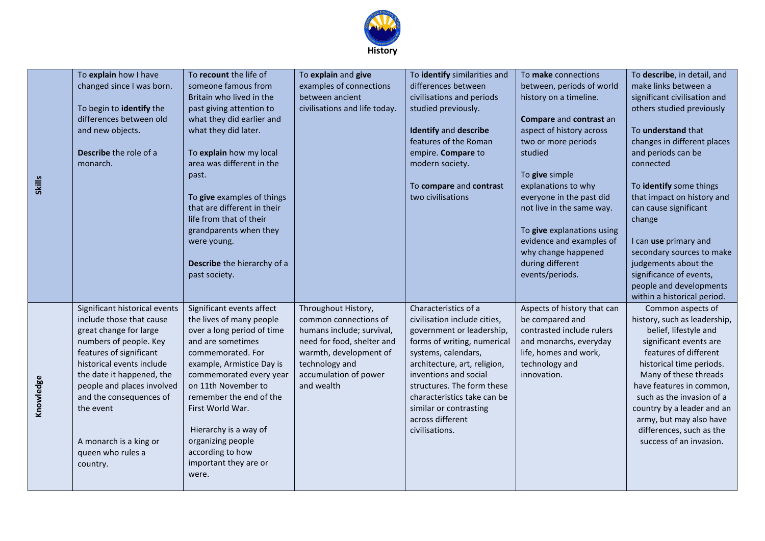# History

| | | | | | | |
|---|---|---|---|---|---|---|
| **Skills** | To **explain** how I have changed since I was born.<br><br>To begin to **identify** the differences between old and new objects.<br><br>**Describe** the role of a monarch. | To **recount** the life of someone famous from Britain who lived in the past giving attention to what they did earlier and what they did later.<br><br>To **explain** how my local area was different in the past.<br><br>To **give** examples of things that are different in their life from that of their grandparents when they were young.<br><br>**Describe** the hierarchy of a past society. | To **explain** and **give** examples of connections between ancient civilisations and life today. | To **identify** similarities and differences between civilisations and periods studied previously.<br><br>**Identify** and **describe** features of the Roman empire. **Compare** to modern society.<br><br>To **compare** and **contrast** two civilisations | To **make** connections between, periods of world history on a timeline.<br><br>**Compare** and **contrast** an aspect of history across two or more periods studied<br><br>To **give** simple explanations to why everyone in the past did not live in the same way.<br><br>To **give** explanations using evidence and examples of why change happened during different events/periods. | To **describe**, in detail, and make links between a significant civilisation and others studied previously<br><br>To **understand** that changes in different places and periods can be connected<br><br>To **identify** some things that impact on history and can cause significant change<br><br>I can **use** primary and secondary sources to make judgements about the significance of events, people and developments within a historical period. |
| **Knowledge** | Significant historical events include those that cause great change for large numbers of people. Key features of significant historical events include the date it happened, the people and places involved and the consequences of the event<br><br>A monarch is a king or queen who rules a country. | Significant events affect the lives of many people over a long period of time and are sometimes commemorated. For example, Armistice Day is commemorated every year on 11th November to remember the end of the First World War.<br><br>Hierarchy is a way of organizing people according to how important they are or were. | Throughout History, common connections of humans include; survival, need for food, shelter and warmth, development of technology and accumulation of power and wealth | Characteristics of a civilisation include cities, government or leadership, forms of writing, numerical systems, calendars, architecture, art, religion, inventions and social structures. The form these characteristics take can be similar or contrasting across different civilisations. | Aspects of history that can be compared and contrasted include rulers and monarchs, everyday life, homes and work, technology and innovation. | Common aspects of history, such as leadership, belief, lifestyle and significant events are features of different historical time periods. Many of these threads have features in common, such as the invasion of a country by a leader and an army, but may also have differences, such as the success of an invasion. |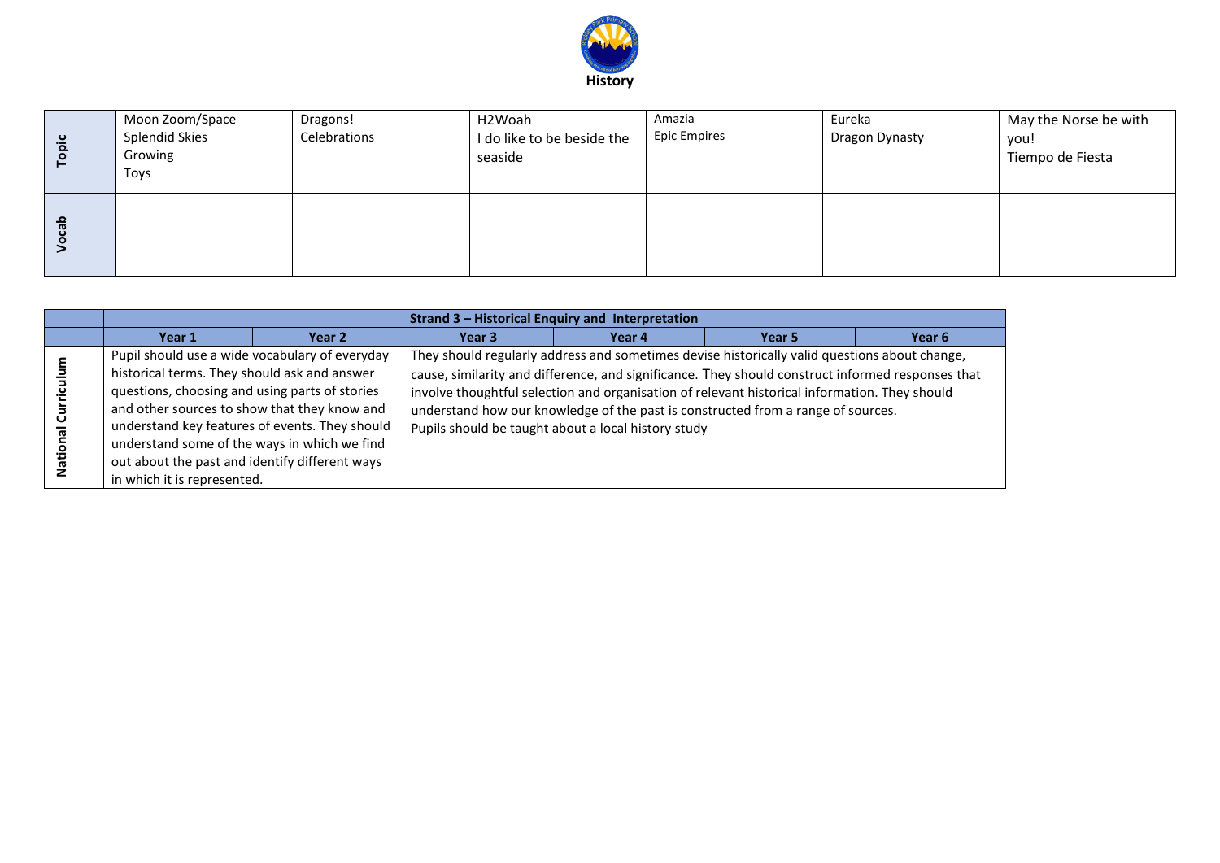# History

| | | | | | | |
|---|---|---|---|---|---|---|
| **Topic** | Moon Zoom/Space<br>Splendid Skies<br>Growing<br>Toys | Dragons!<br>Celebrations | H2Woah<br>I do like to be beside the seaside | Amazia<br>Epic Empires | Eureka<br>Dragon Dynasty | May the Norse be with you!<br>Tiempo de Fiesta |
| **Vocab** | | | | | | |

| | **Strand 3 – Historical Enquiry and Interpretation** | | | | | |
|---|---|---|---|---|---|---|
| | **Year 1** | **Year 2** | **Year 3** | **Year 4** | **Year 5** | **Year 6** |
| **National Curriculum** | Pupil should use a wide vocabulary of everyday historical terms. They should ask and answer questions, choosing and using parts of stories and other sources to show that they know and understand key features of events. They should understand some of the ways in which we find out about the past and identify different ways in which it is represented. | | They should regularly address and sometimes devise historically valid questions about change, cause, similarity and difference, and significance. They should construct informed responses that involve thoughtful selection and organisation of relevant historical information. They should understand how our knowledge of the past is constructed from a range of sources.<br>Pupils should be taught about a local history study | | | |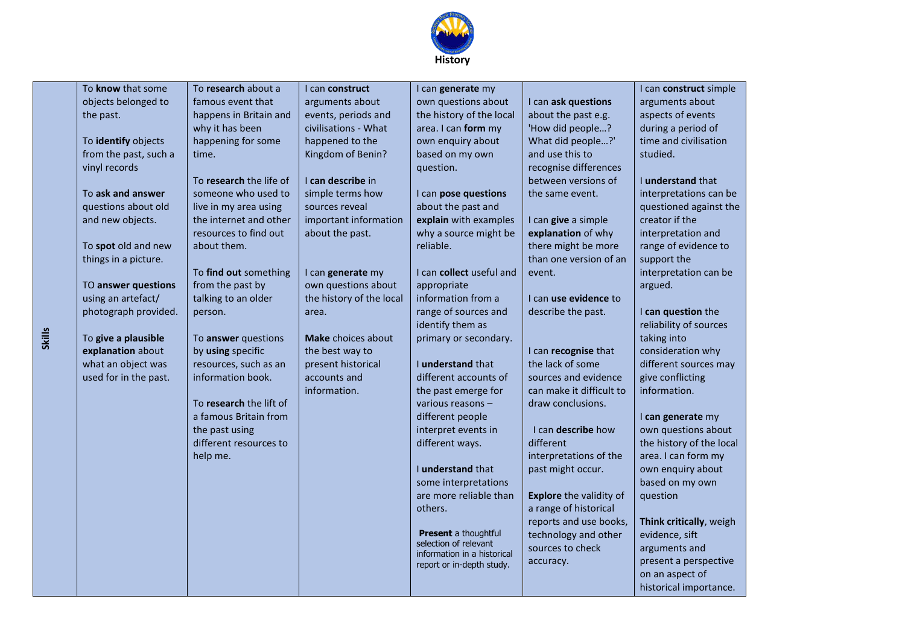# History

| Skills | | | | | | |
|---|---|---|---|---|---|---|
| **Skills** | To **know** that some objects belonged to the past.<br><br>To **identify** objects from the past, such a vinyl records<br><br>To **ask and answer** questions about old and new objects.<br><br>To **spot** old and new things in a picture.<br><br>TO **answer questions** using an artefact/ photograph provided.<br><br>To **give a plausible explanation** about what an object was used for in the past. | To **research** about a famous event that happens in Britain and why it has been happening for some time.<br><br>To **research** the life of someone who used to live in my area using the internet and other resources to find out about them.<br><br>To **find out** something from the past by talking to an older person.<br><br>To **answer** questions by **using** specific resources, such as an information book.<br><br>To **research** the lift of a famous Britain from the past using different resources to help me. | I can **construct** arguments about events, periods and civilisations - What happened to the Kingdom of Benin?<br><br>I **can describe** in simple terms how sources reveal important information about the past.<br><br>I can **generate** my own questions about the history of the local area.<br><br>**Make** choices about the best way to present historical accounts and information. | I can **generate** my own questions about the history of the local area. I can **form** my own enquiry about based on my own question.<br><br>I can **pose questions** about the past and **explain** with examples why a source might be reliable.<br><br>I can **collect** useful and appropriate information from a range of sources and identify them as primary or secondary.<br><br>I **understand** that different accounts of the past emerge for various reasons – different people interpret events in different ways.<br><br>I **understand** that some interpretations are more reliable than others.<br><br>**Present** a thoughtful selection of relevant information in a historical report or in-depth study. | I can **ask questions** about the past e.g. 'How did people…? What did people…?' and use this to recognise differences between versions of the same event.<br><br>I can **give** a simple **explanation** of why there might be more than one version of an event.<br><br>I can **use evidence** to describe the past.<br><br>I can **recognise** that the lack of some sources and evidence can make it difficult to draw conclusions.<br><br>I can **describe** how different interpretations of the past might occur.<br><br>**Explore** the validity of a range of historical reports and use books, technology and other sources to check accuracy. | I can **construct** simple arguments about aspects of events during a period of time and civilisation studied.<br><br>I **understand** that interpretations can be questioned against the creator if the interpretation and range of evidence to support the interpretation can be argued.<br><br>I **can question** the reliability of sources taking into consideration why different sources may give conflicting information.<br><br>I **can generate** my own questions about the history of the local area. I can form my own enquiry about based on my own question<br><br>**Think critically**, weigh evidence, sift arguments and present a perspective on an aspect of historical importance. |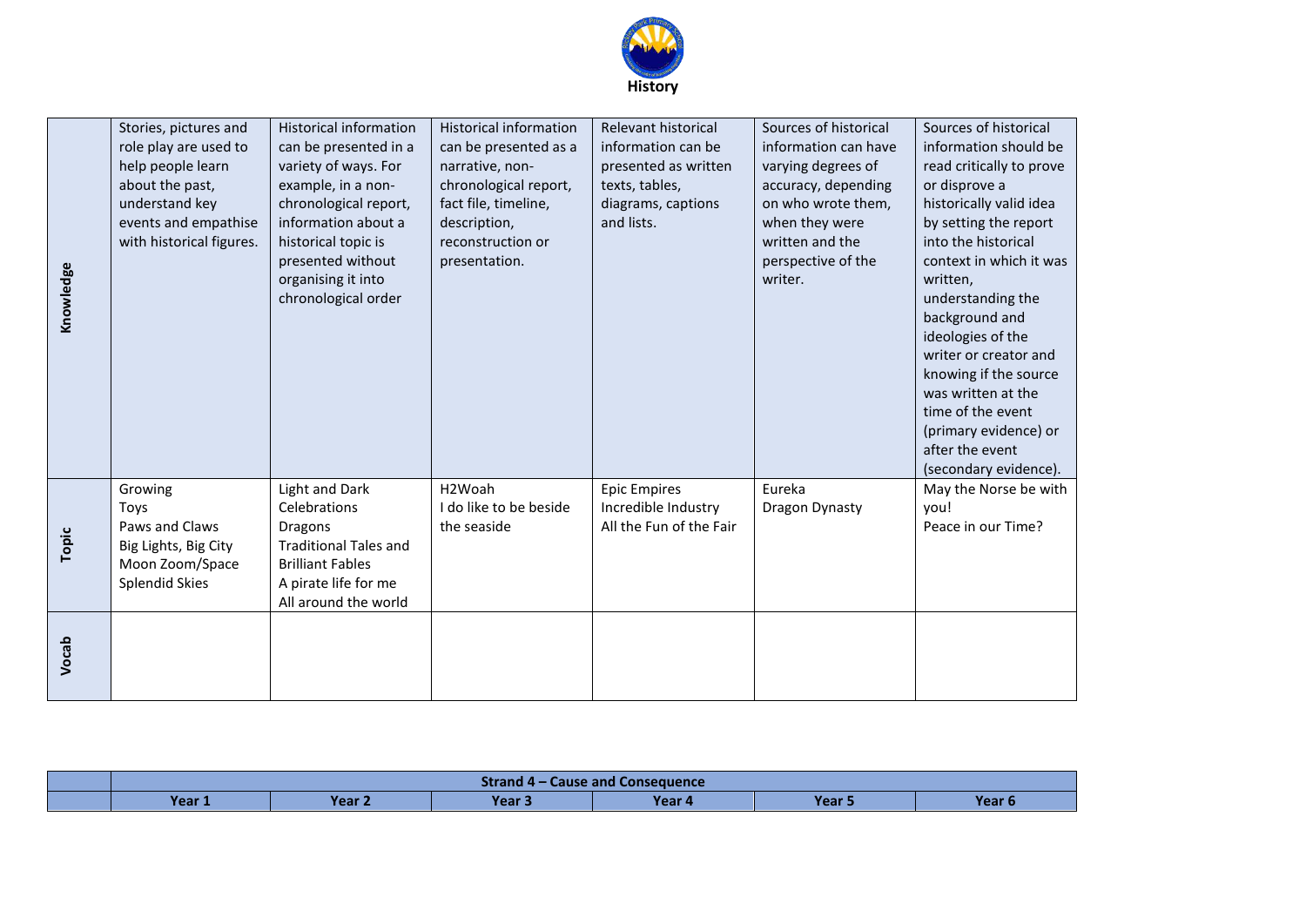# History

| | | | | | | |
|---|---|---|---|---|---|---|
| **Knowledge** | Stories, pictures and role play are used to help people learn about the past, understand key events and empathise with historical figures. | Historical information can be presented in a variety of ways. For example, in a non-chronological report, information about a historical topic is presented without organising it into chronological order | Historical information can be presented as a narrative, non-chronological report, fact file, timeline, description, reconstruction or presentation. | Relevant historical information can be presented as written texts, tables, diagrams, captions and lists. | Sources of historical information can have varying degrees of accuracy, depending on who wrote them, when they were written and the perspective of the writer. | Sources of historical information should be read critically to prove or disprove a historically valid idea by setting the report into the historical context in which it was written, understanding the background and ideologies of the writer or creator and knowing if the source was written at the time of the event (primary evidence) or after the event (secondary evidence). |
| **Topic** | Growing<br>Toys<br>Paws and Claws<br>Big Lights, Big City<br>Moon Zoom/Space<br>Splendid Skies | Light and Dark<br>Celebrations<br>Dragons<br>Traditional Tales and Brilliant Fables<br>A pirate life for me<br>All around the world | H2Woah<br>I do like to be beside the seaside | Epic Empires<br>Incredible Industry<br>All the Fun of the Fair | Eureka<br>Dragon Dynasty | May the Norse be with you!<br>Peace in our Time? |
| **Vocab** | | | | | | |

| | Strand 4 – Cause and Consequence | | | | | |
|---|---|---|---|---|---|---|
| | **Year 1** | **Year 2** | **Year 3** | **Year 4** | **Year 5** | **Year 6** |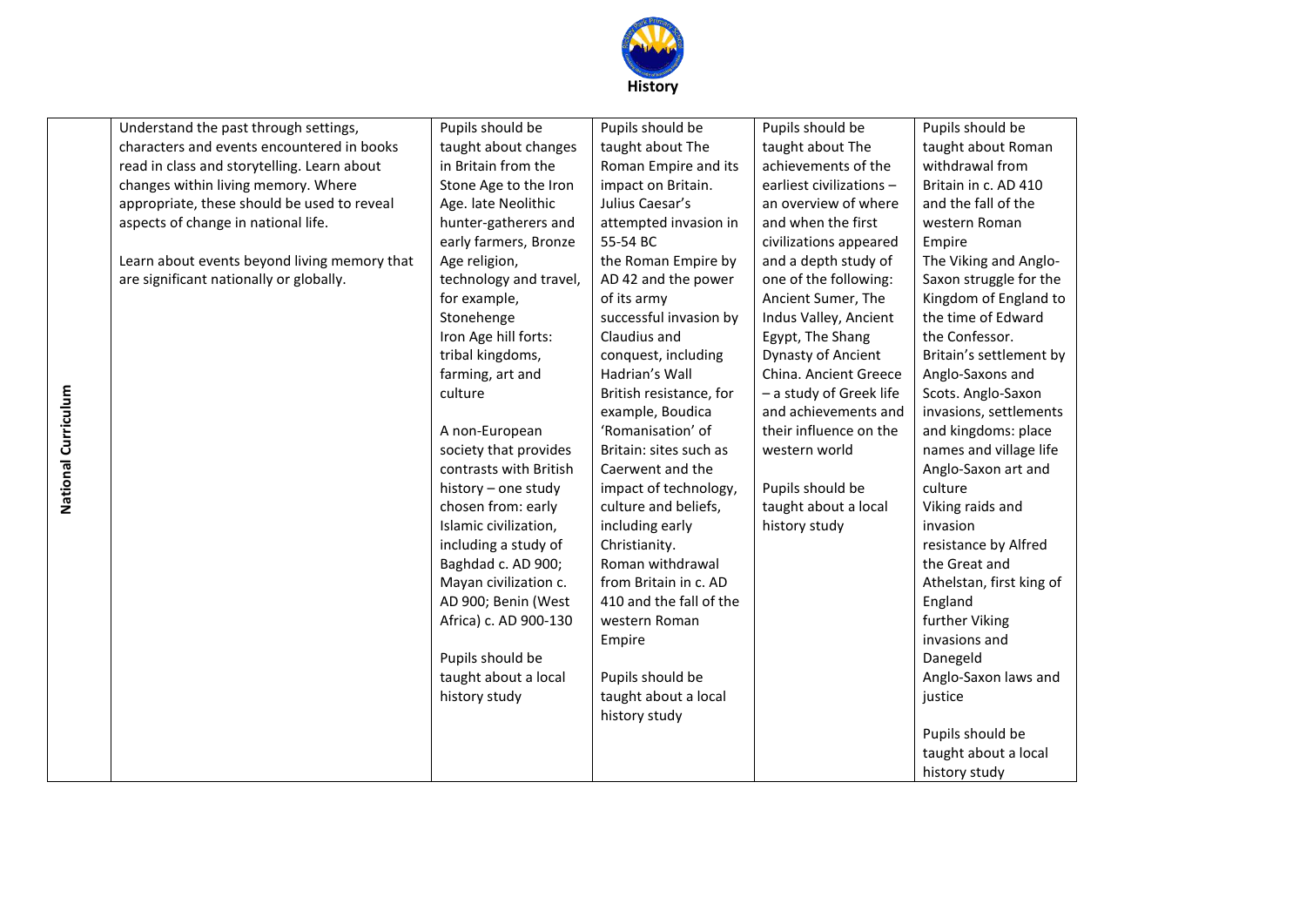# History

| National Curriculum | Understand the past through settings, characters and events encountered in books read in class and storytelling. Learn about changes within living memory. Where appropriate, these should be used to reveal aspects of change in national life.<br><br>Learn about events beyond living memory that are significant nationally or globally. | Pupils should be taught about changes in Britain from the Stone Age to the Iron Age. late Neolithic hunter-gatherers and early farmers, Bronze Age religion, technology and travel, for example, Stonehenge<br>Iron Age hill forts: tribal kingdoms, farming, art and culture<br><br>A non-European society that provides contrasts with British history – one study chosen from: early Islamic civilization, including a study of Baghdad c. AD 900; Mayan civilization c. AD 900; Benin (West Africa) c. AD 900-130<br><br>Pupils should be taught about a local history study | Pupils should be taught about The Roman Empire and its impact on Britain.<br>Julius Caesar's attempted invasion in 55-54 BC<br>the Roman Empire by AD 42 and the power of its army<br>successful invasion by Claudius and conquest, including Hadrian's Wall<br>British resistance, for example, Boudica<br>'Romanisation' of Britain: sites such as Caerwent and the impact of technology, culture and beliefs, including early Christianity.<br>Roman withdrawal from Britain in c. AD 410 and the fall of the western Roman Empire<br><br>Pupils should be taught about a local history study | Pupils should be taught about The achievements of the earliest civilizations – an overview of where and when the first civilizations appeared and a depth study of one of the following: Ancient Sumer, The Indus Valley, Ancient Egypt, The Shang Dynasty of Ancient China. Ancient Greece – a study of Greek life and achievements and their influence on the western world<br><br>Pupils should be taught about a local history study | Pupils should be taught about Roman withdrawal from Britain in c. AD 410 and the fall of the western Roman Empire<br>The Viking and Anglo-Saxon struggle for the Kingdom of England to the time of Edward the Confessor.<br>Britain's settlement by Anglo-Saxons and Scots. Anglo-Saxon invasions, settlements and kingdoms: place names and village life<br>Anglo-Saxon art and culture<br>Viking raids and invasion<br>resistance by Alfred the Great and Athelstan, first king of England<br>further Viking invasions and Danegeld<br>Anglo-Saxon laws and justice<br><br>Pupils should be taught about a local history study |
|---|---|---|---|---|---|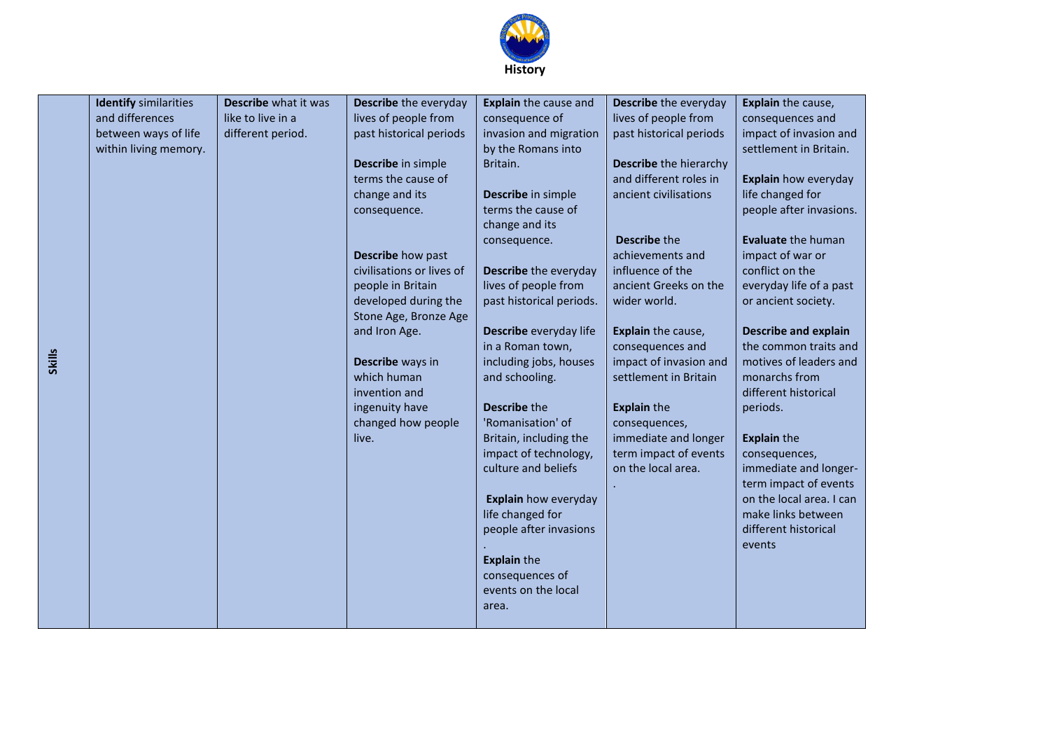# History

| Skills | **Identify** similarities and differences between ways of life within living memory. | **Describe** what it was like to live in a different period. | **Describe** the everyday lives of people from past historical periods<br><br>**Describe** in simple terms the cause of change and its consequence.<br><br>**Describe** how past civilisations or lives of people in Britain developed during the Stone Age, Bronze Age and Iron Age.<br><br>**Describe** ways in which human invention and ingenuity have changed how people live. | **Explain** the cause and consequence of invasion and migration by the Romans into Britain.<br><br>**Describe** in simple terms the cause of change and its consequence.<br><br>**Describe** the everyday lives of people from past historical periods.<br><br>**Describe** everyday life in a Roman town, including jobs, houses and schooling.<br><br>**Describe** the 'Romanisation' of Britain, including the impact of technology, culture and beliefs<br><br>**Explain** how everyday life changed for people after invasions<br>.<br>**Explain** the consequences of events on the local area. | **Describe** the everyday lives of people from past historical periods<br><br>**Describe** the hierarchy and different roles in ancient civilisations<br><br>**Describe** the achievements and influence of the ancient Greeks on the wider world.<br><br>**Explain** the cause, consequences and impact of invasion and settlement in Britain<br><br>**Explain** the consequences, immediate and longer term impact of events on the local area.<br>. | **Explain** the cause, consequences and impact of invasion and settlement in Britain.<br><br>**Explain** how everyday life changed for people after invasions.<br><br>**Evaluate** the human impact of war or conflict on the everyday life of a past or ancient society.<br><br>**Describe and explain** the common traits and motives of leaders and monarchs from different historical periods.<br><br>**Explain** the consequences, immediate and longer-term impact of events on the local area. I can make links between different historical events |
|---|---|---|---|---|---|---|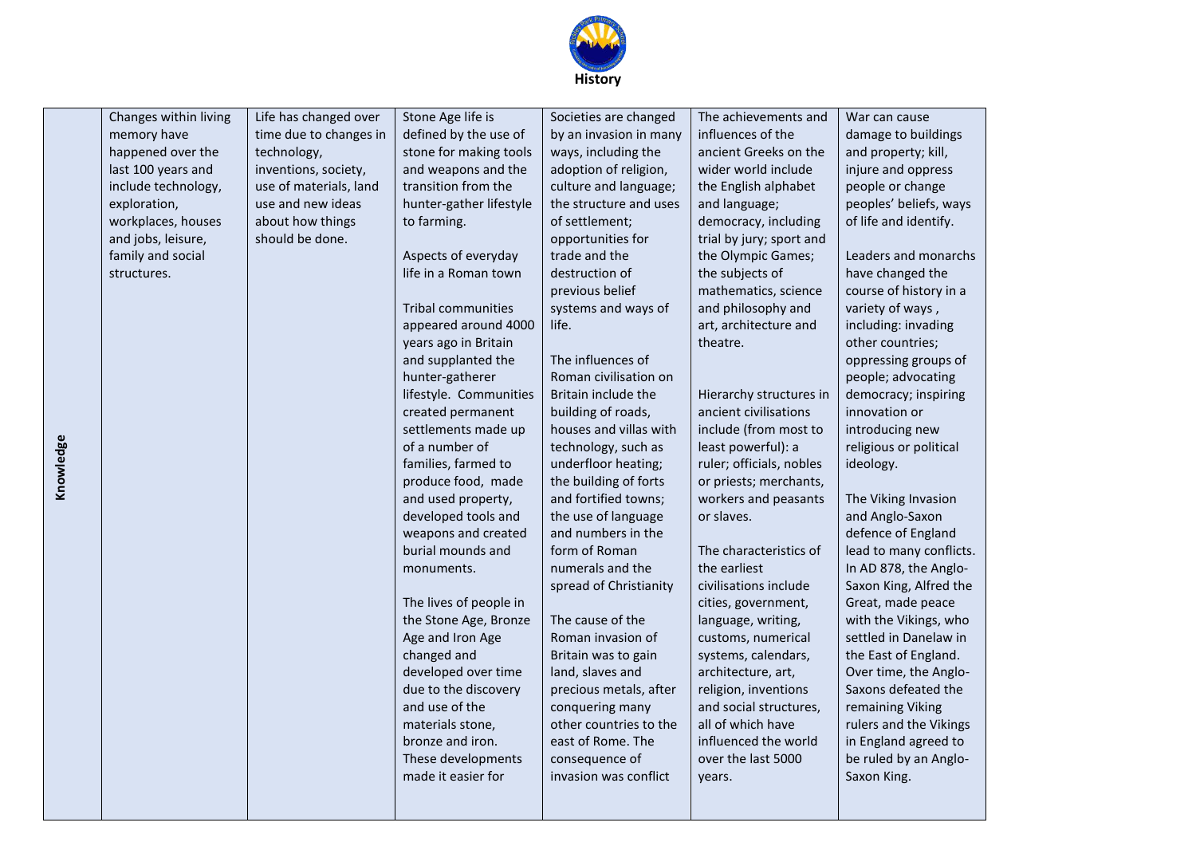# History

| Knowledge | Changes within living memory have happened over the last 100 years and include technology, exploration, workplaces, houses and jobs, leisure, family and social structures. | Life has changed over time due to changes in technology, inventions, society, use of materials, land use and new ideas about how things should be done. | Stone Age life is defined by the use of stone for making tools and weapons and the transition from the hunter-gather lifestyle to farming.<br><br>Aspects of everyday life in a Roman town<br><br>Tribal communities appeared around 4000 years ago in Britain and supplanted the hunter-gatherer lifestyle. Communities created permanent settlements made up of a number of families, farmed to produce food, made and used property, developed tools and weapons and created burial mounds and monuments.<br><br>The lives of people in the Stone Age, Bronze Age and Iron Age changed and developed over time due to the discovery and use of the materials stone, bronze and iron. These developments made it easier for | Societies are changed by an invasion in many ways, including the adoption of religion, culture and language; the structure and uses of settlement; opportunities for trade and the destruction of previous belief systems and ways of life.<br><br>The influences of Roman civilisation on Britain include the building of roads, houses and villas with technology, such as underfloor heating; the building of forts and fortified towns; the use of language and numbers in the form of Roman numerals and the spread of Christianity<br><br>The cause of the Roman invasion of Britain was to gain land, slaves and precious metals, after conquering many other countries to the east of Rome. The consequence of invasion was conflict | The achievements and influences of the ancient Greeks on the wider world include the English alphabet and language; democracy, including trial by jury; sport and the Olympic Games; the subjects of mathematics, science and philosophy and art, architecture and theatre.<br><br>Hierarchy structures in ancient civilisations include (from most to least powerful): a ruler; officials, nobles or priests; merchants, workers and peasants or slaves.<br><br>The characteristics of the earliest civilisations include cities, government, language, writing, customs, numerical systems, calendars, architecture, art, religion, inventions and social structures, all of which have influenced the world over the last 5000 years. | War can cause damage to buildings and property; kill, injure and oppress people or change peoples' beliefs, ways of life and identify.<br><br>Leaders and monarchs have changed the course of history in a variety of ways , including: invading other countries; oppressing groups of people; advocating democracy; inspiring innovation or introducing new religious or political ideology.<br><br>The Viking Invasion and Anglo-Saxon defence of England lead to many conflicts. In AD 878, the Anglo-Saxon King, Alfred the Great, made peace with the Vikings, who settled in Danelaw in the East of England. Over time, the Anglo-Saxons defeated the remaining Viking rulers and the Vikings in England agreed to be ruled by an Anglo-Saxon King. |
|---|---|---|---|---|---|---|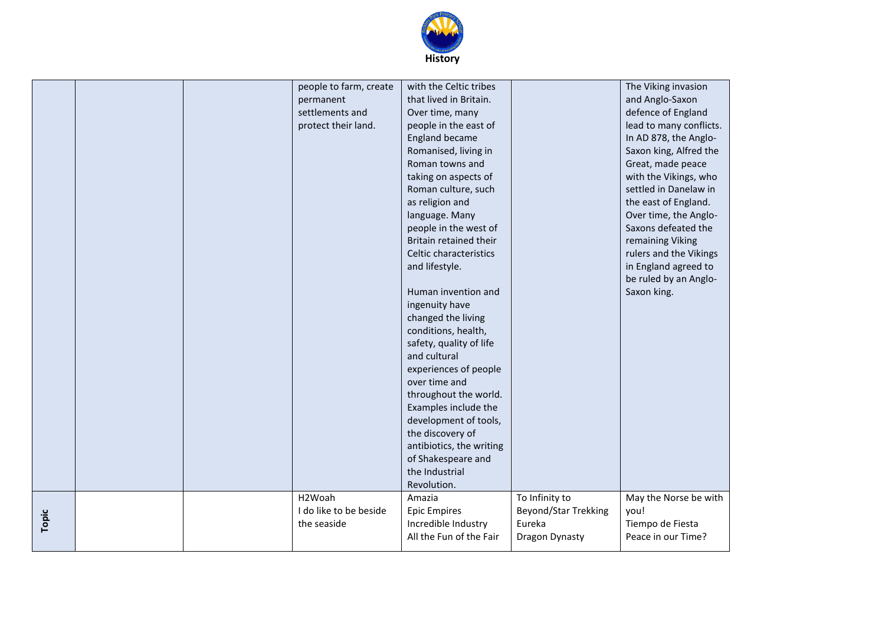# History

| | | | | | | |
|---|---|---|---|---|---|---|
| | | | people to farm, create permanent settlements and protect their land. | with the Celtic tribes that lived in Britain. Over time, many people in the east of England became Romanised, living in Roman towns and taking on aspects of Roman culture, such as religion and language. Many people in the west of Britain retained their Celtic characteristics and lifestyle.<br><br>Human invention and ingenuity have changed the living conditions, health, safety, quality of life and cultural experiences of people over time and throughout the world. Examples include the development of tools, the discovery of antibiotics, the writing of Shakespeare and the Industrial Revolution. | | The Viking invasion and Anglo-Saxon defence of England lead to many conflicts. In AD 878, the Anglo-Saxon king, Alfred the Great, made peace with the Vikings, who settled in Danelaw in the east of England. Over time, the Anglo-Saxons defeated the remaining Viking rulers and the Vikings in England agreed to be ruled by an Anglo-Saxon king. |
| **Topic** | | | H2Woah<br>I do like to be beside the seaside | Amazia<br>Epic Empires<br>Incredible Industry<br>All the Fun of the Fair | To Infinity to Beyond/Star Trekking<br>Eureka<br>Dragon Dynasty | May the Norse be with you!<br>Tiempo de Fiesta<br>Peace in our Time? |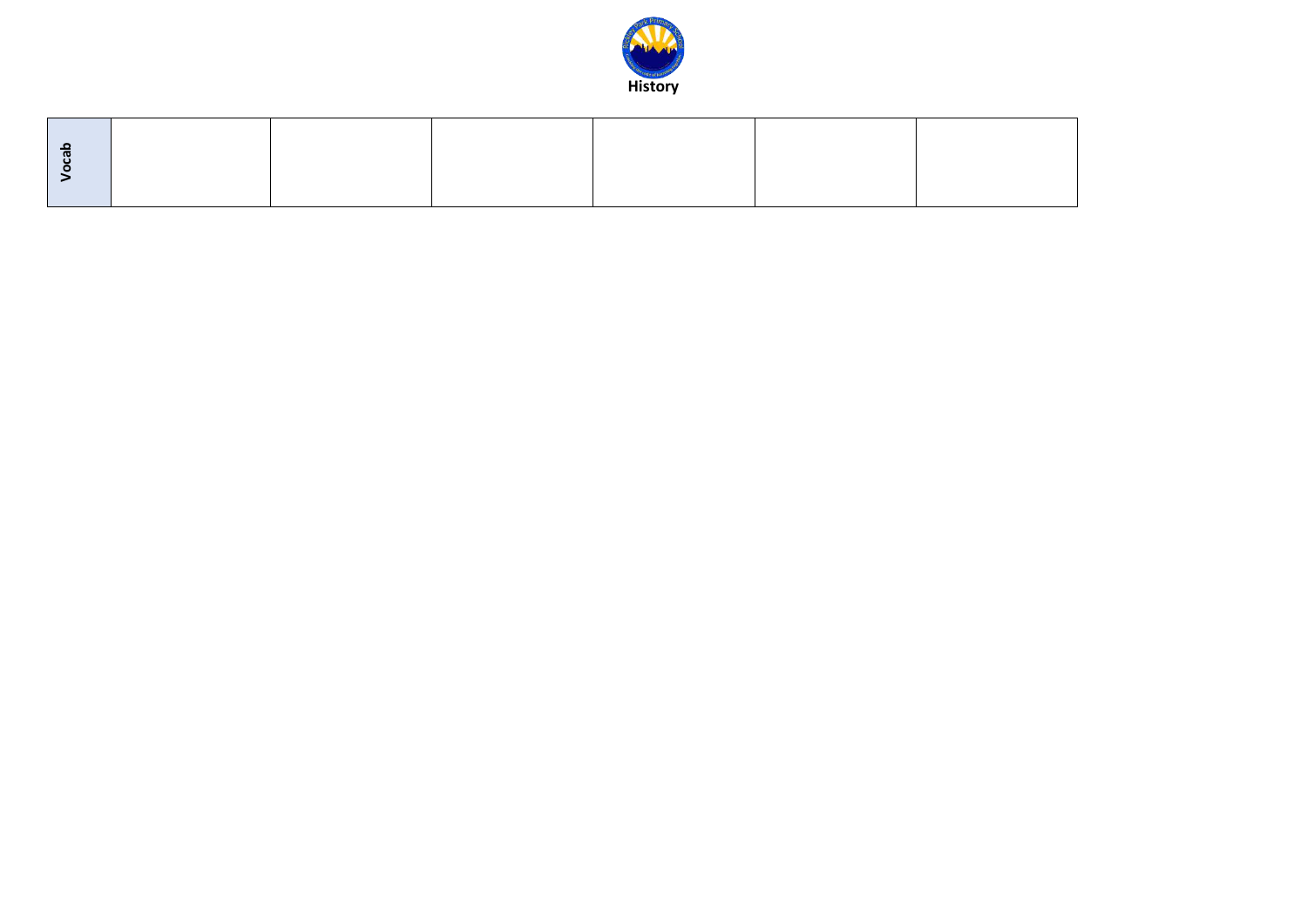**History**

| | | | | | | |
|---|---|---|---|---|---|---|
| **Vocab** | | | | | | |